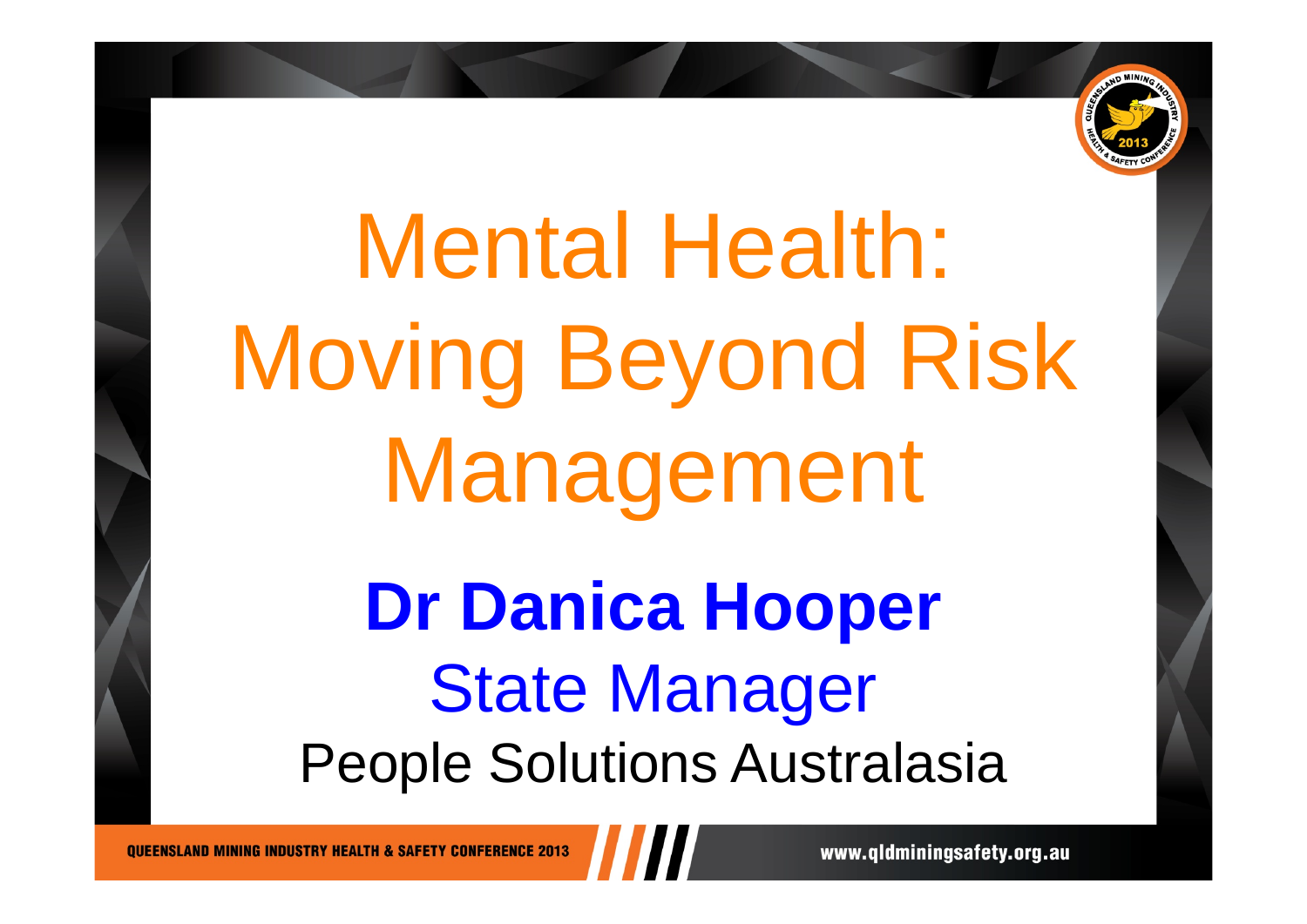# Mental Health: Moving Beyond Risk Management

**Dr Danica Hooper**

State Manager

People Solutions Australasia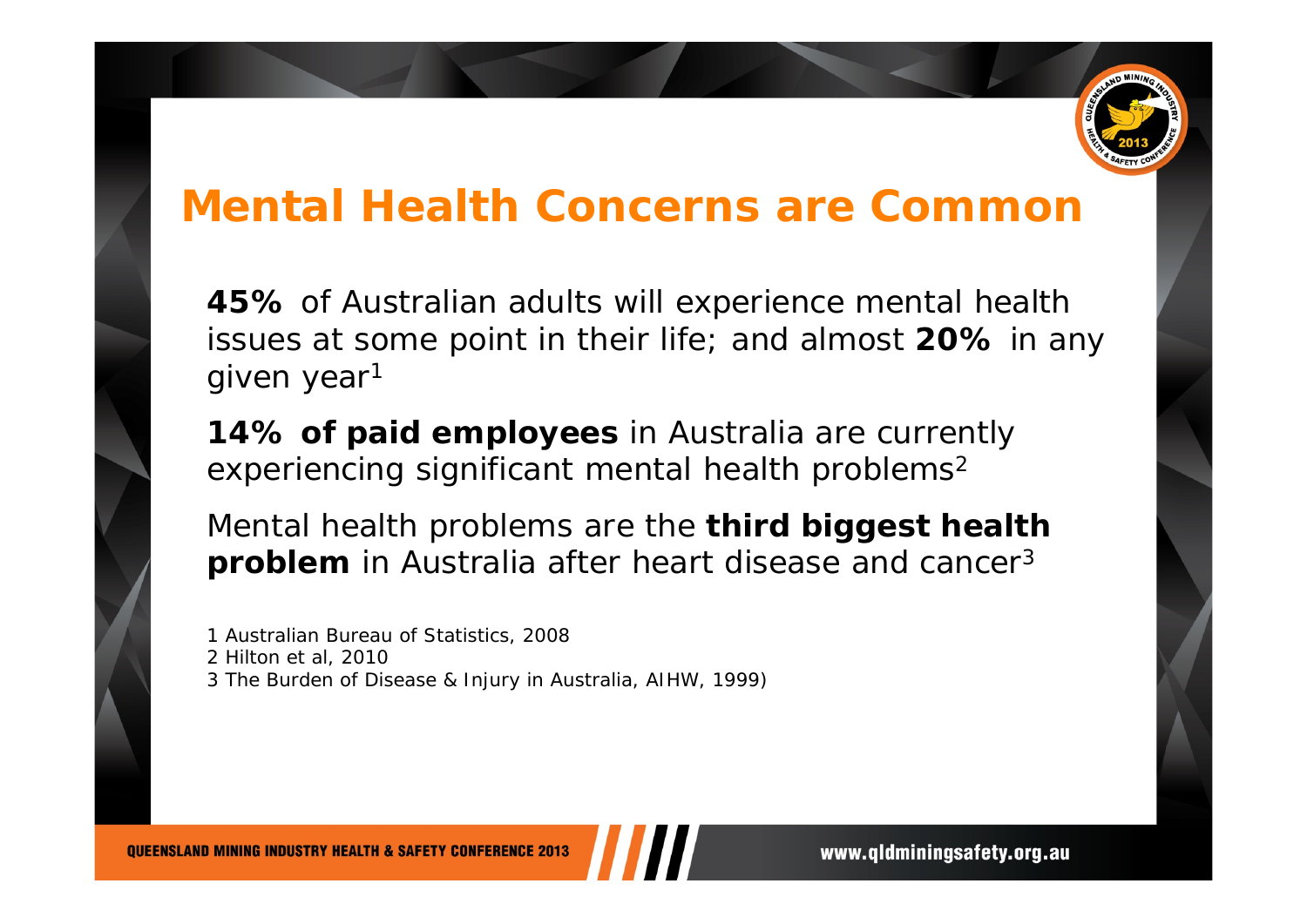# Mental Health Concerns are Common

**45%** of Australian adults will experience mental health issues at some point in their life; and almost **20%** in any given year[1]

**14% of paid employees** in Australia are currently experiencing significant mental health problems[2]

Mental health problems are the **third biggest health problem** in Australia after heart disease and cancer[3]

1 Australian Bureau of Statistics, 2008
2 Hilton et al, 2010
3 The Burden of Disease & Injury in Australia, AIHW, 1999)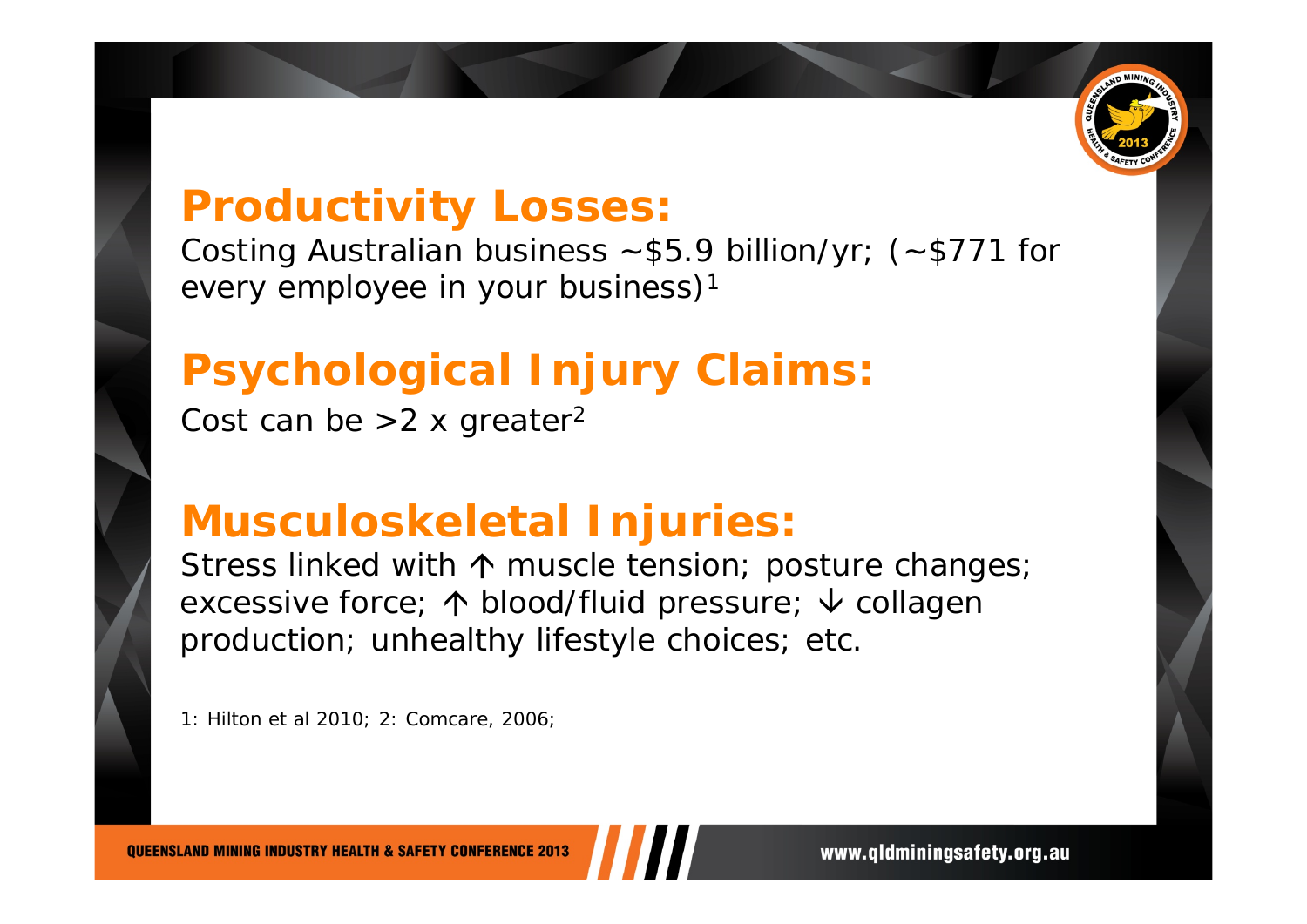## Productivity Losses:

Costing Australian business ~$5.9 billion/yr; (~$771 for every employee in your business)[1]

## Psychological Injury Claims:

Cost can be >2 x greater[2]

## Musculoskeletal Injuries:

Stress linked with ↑ muscle tension; posture changes; excessive force; ↑ blood/fluid pressure; ↓ collagen production; unhealthy lifestyle choices; etc.

1: Hilton et al 2010; 2: Comcare, 2006;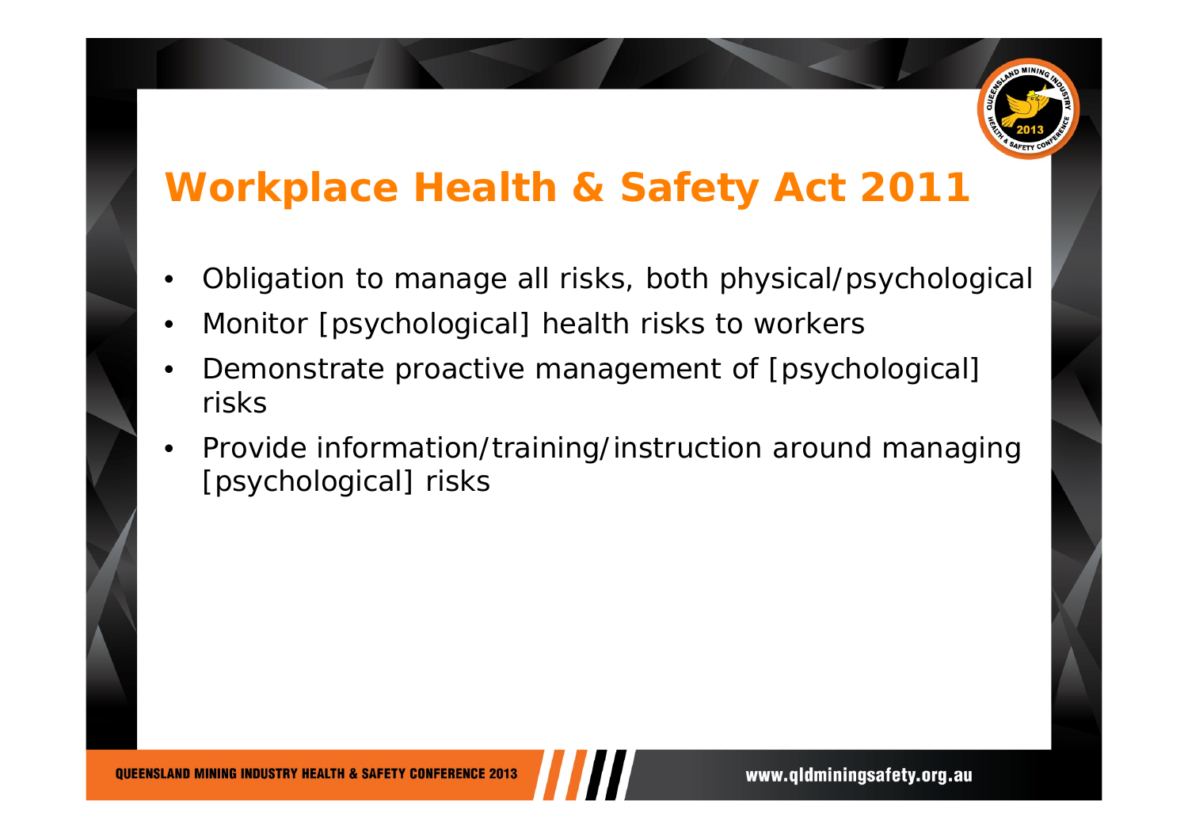# Workplace Health & Safety Act 2011

- Obligation to manage all risks, both physical/psychological
- Monitor [psychological] health risks to workers
- Demonstrate proactive management of [psychological] risks
- Provide information/training/instruction around managing [psychological] risks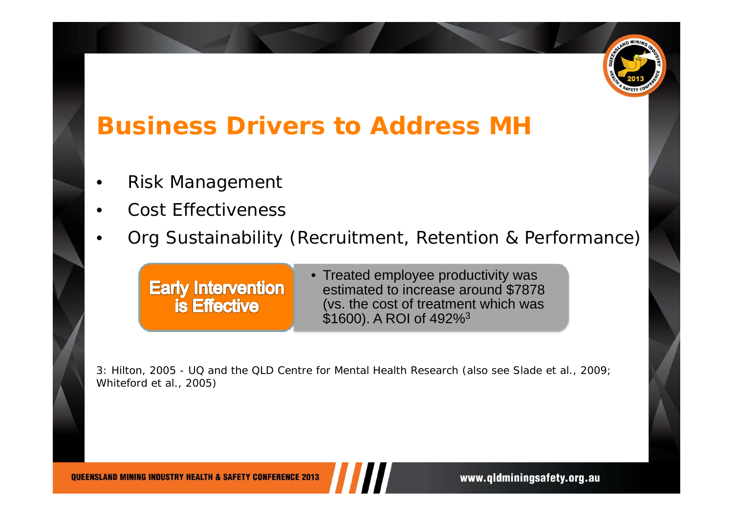# Business Drivers to Address MH

- Risk Management
- Cost Effectiveness
- Org Sustainability (Recruitment, Retention & Performance)

**Early Intervention is Effective**

- Treated employee productivity was estimated to increase around $7878 (vs. the cost of treatment which was $1600). A ROI of 492%[3]

3: Hilton, 2005 - UQ and the QLD Centre for Mental Health Research (also see Slade et al., 2009; Whiteford et al., 2005)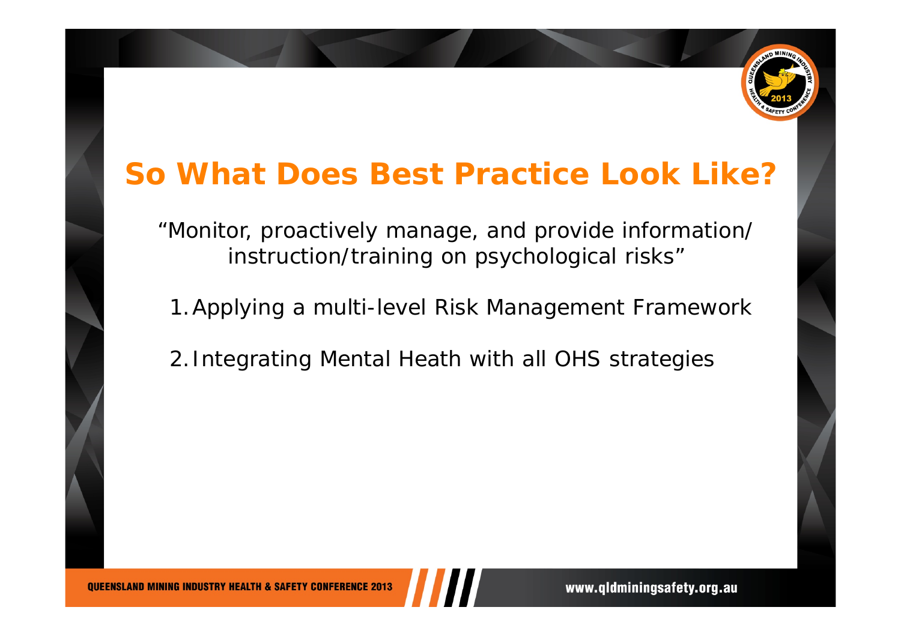# So What Does Best Practice Look Like?

"Monitor, proactively manage, and provide information/ instruction/training on psychological risks"

1. Applying a multi-level Risk Management Framework
2. Integrating Mental Heath with all OHS strategies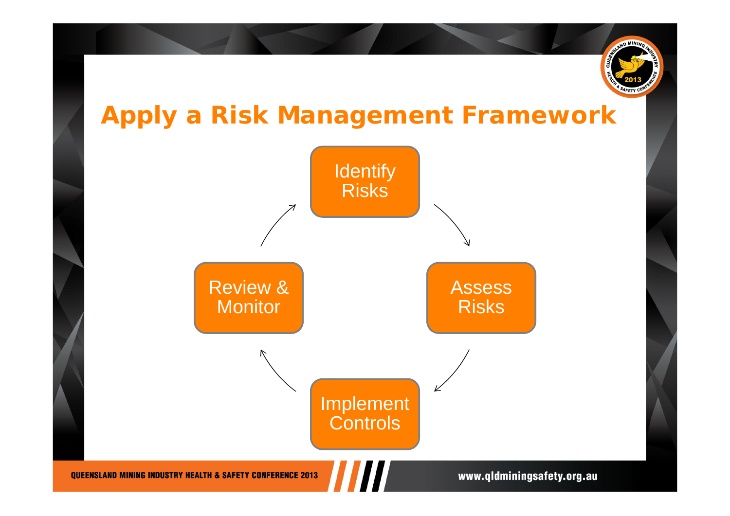# Apply a Risk Management Framework

- Identify Risks
- Assess Risks
- Implement Controls
- Review & Monitor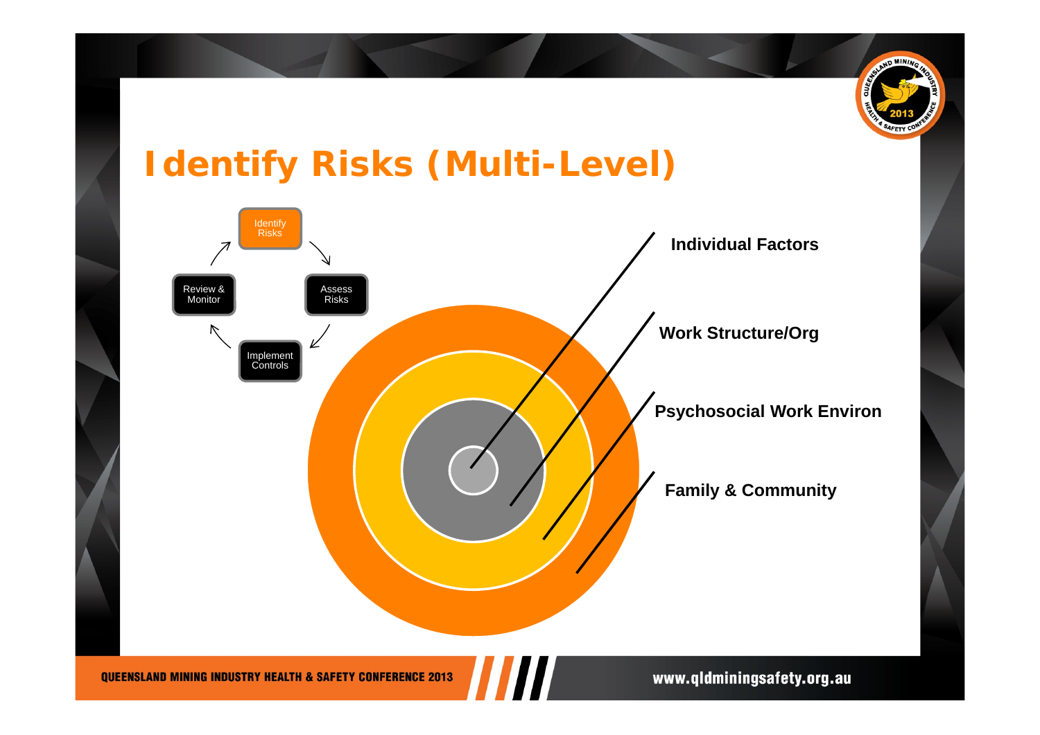# Identify Risks (Multi-Level)

Identify Risks → Assess Risks → Implement Controls → Review & Monitor

- Individual Factors
- Work Structure/Org
- Psychosocial Work Environ
- Family & Community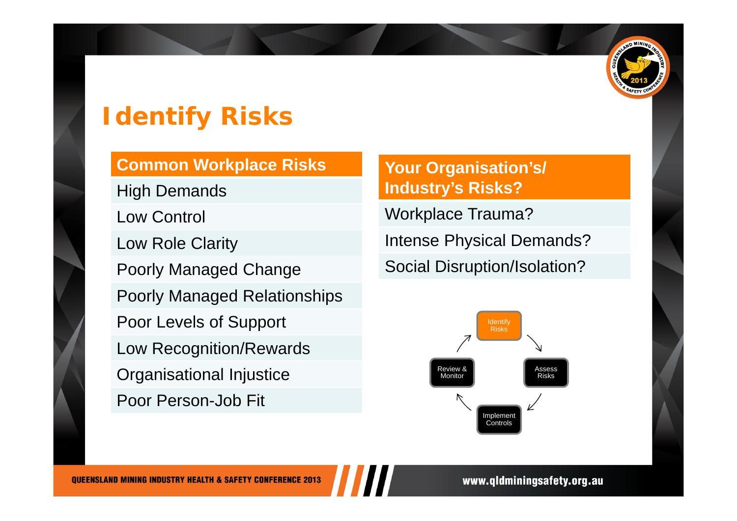# Identify Risks

| Common Workplace Risks |
| --- |
| High Demands |
| Low Control |
| Low Role Clarity |
| Poorly Managed Change |
| Poorly Managed Relationships |
| Poor Levels of Support |
| Low Recognition/Rewards |
| Organisational Injustice |
| Poor Person-Job Fit |

| Your Organisation's/ Industry's Risks? |
| --- |
| Workplace Trauma? |
| Intense Physical Demands? |
| Social Disruption/Isolation? |

Identify Risks → Assess Risks → Implement Controls → Review & Monitor → Identify Risks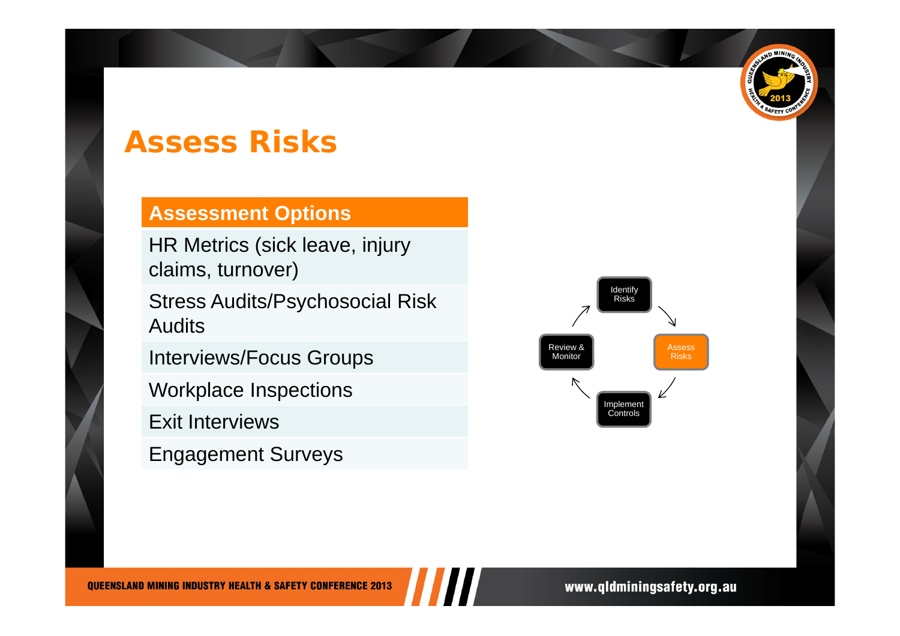# Assess Risks

| Assessment Options |
| --- |
| HR Metrics (sick leave, injury claims, turnover) |
| Stress Audits/Psychosocial Risk Audits |
| Interviews/Focus Groups |
| Workplace Inspections |
| Exit Interviews |
| Engagement Surveys |

Identify Risks → Assess Risks → Implement Controls → Review & Monitor → Identify Risks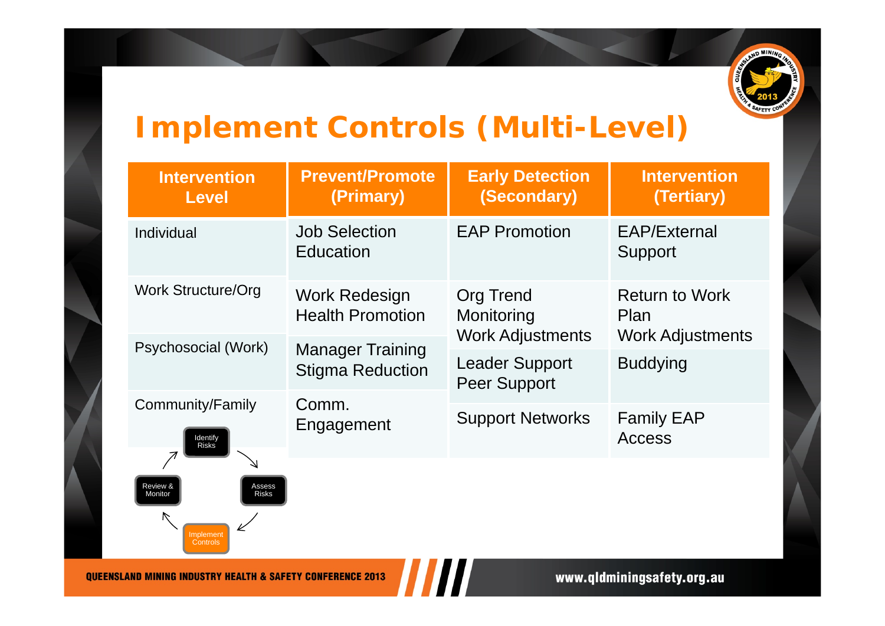# Implement Controls (Multi-Level)

| Intervention Level | Prevent/Promote (Primary) | Early Detection (Secondary) | Intervention (Tertiary) |
|---|---|---|---|
| Individual | Job Selection Education | EAP Promotion | EAP/External Support |
| Work Structure/Org | Work Redesign Health Promotion | Org Trend Monitoring Work Adjustments | Return to Work Plan Work Adjustments |
| Psychosocial (Work) | Manager Training Stigma Reduction | Leader Support Peer Support | Buddying |
| Community/Family | Comm. Engagement | Support Networks | Family EAP Access |

Identify Risks → Assess Risks → Implement Controls → Review & Monitor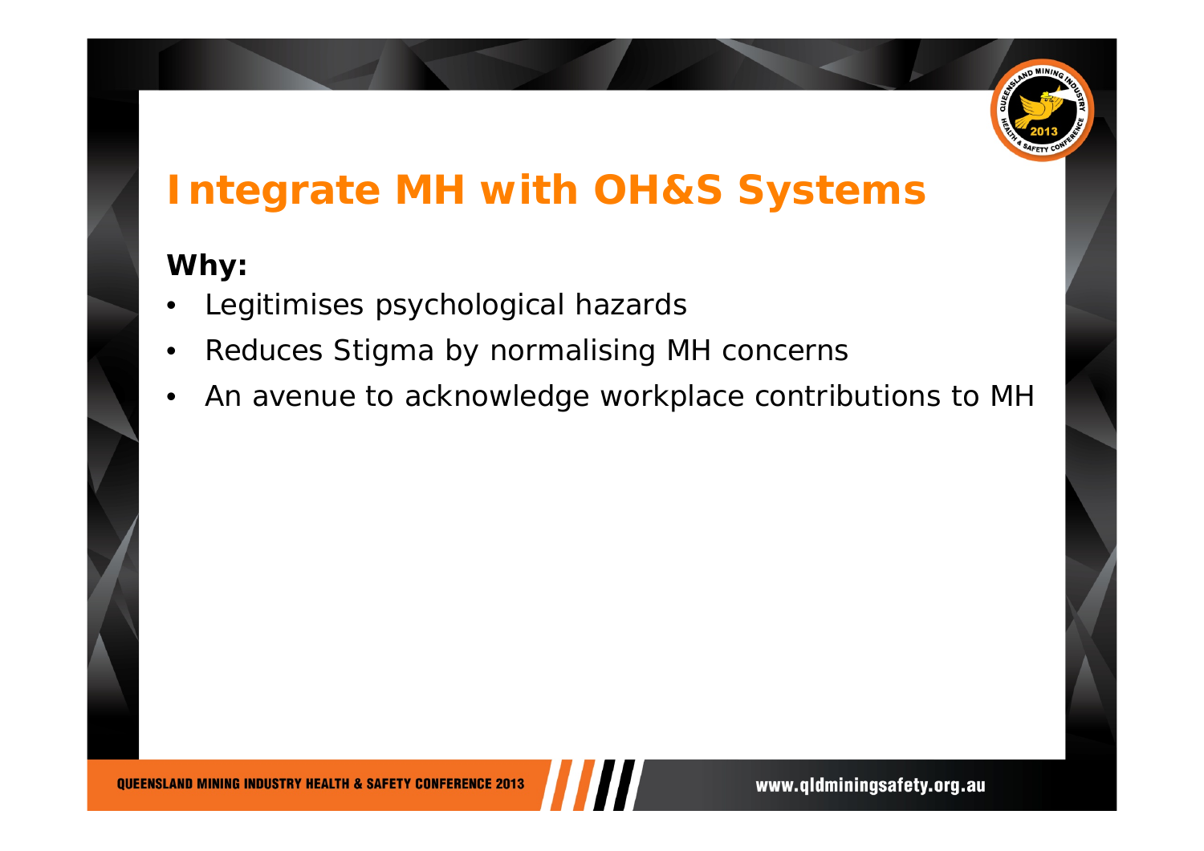# Integrate MH with OH&S Systems

**Why:**

- Legitimises psychological hazards
- Reduces Stigma by normalising MH concerns
- An avenue to acknowledge workplace contributions to MH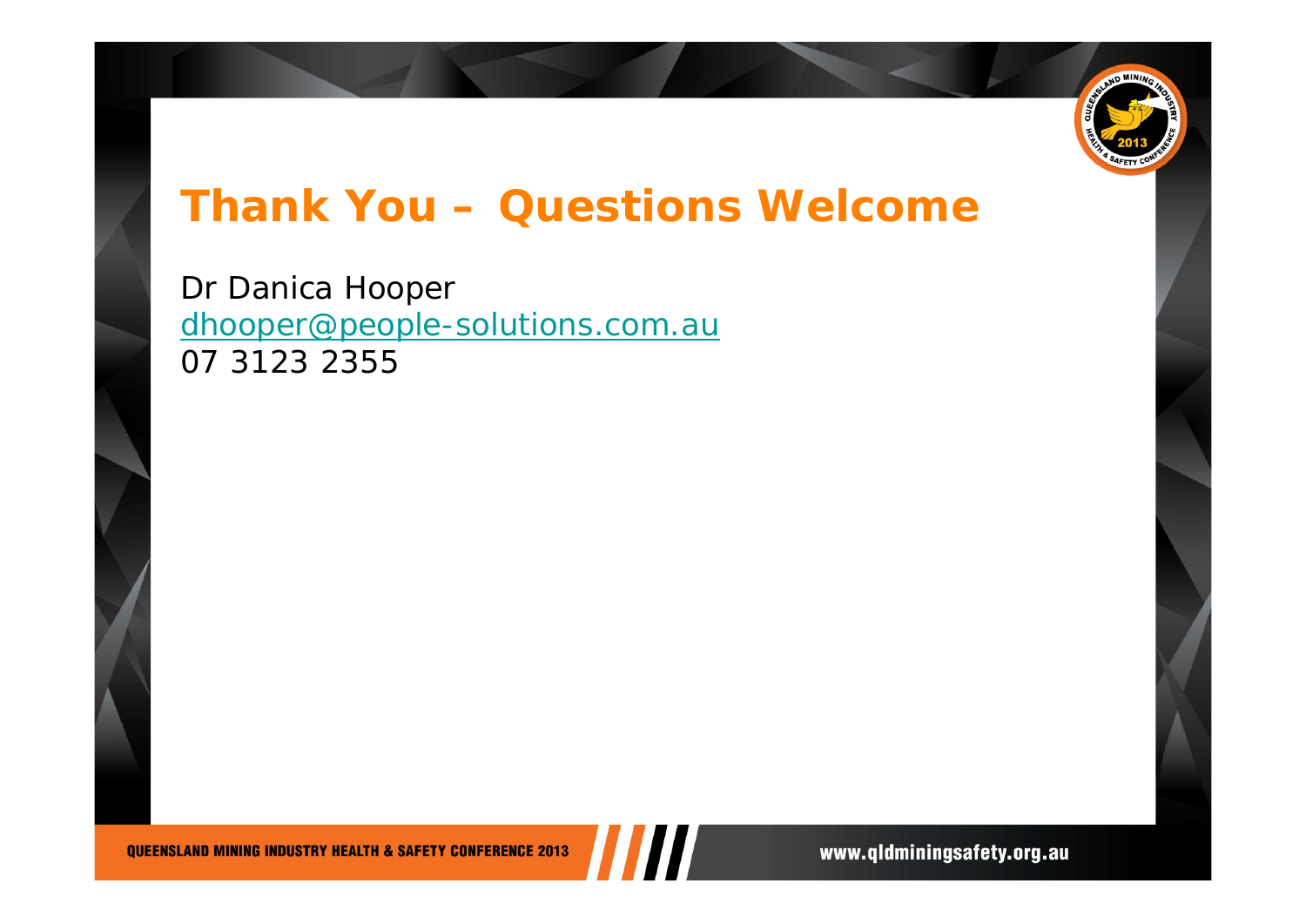# Thank You – Questions Welcome

Dr Danica Hooper
dhooper@people-solutions.com.au
07 3123 2355